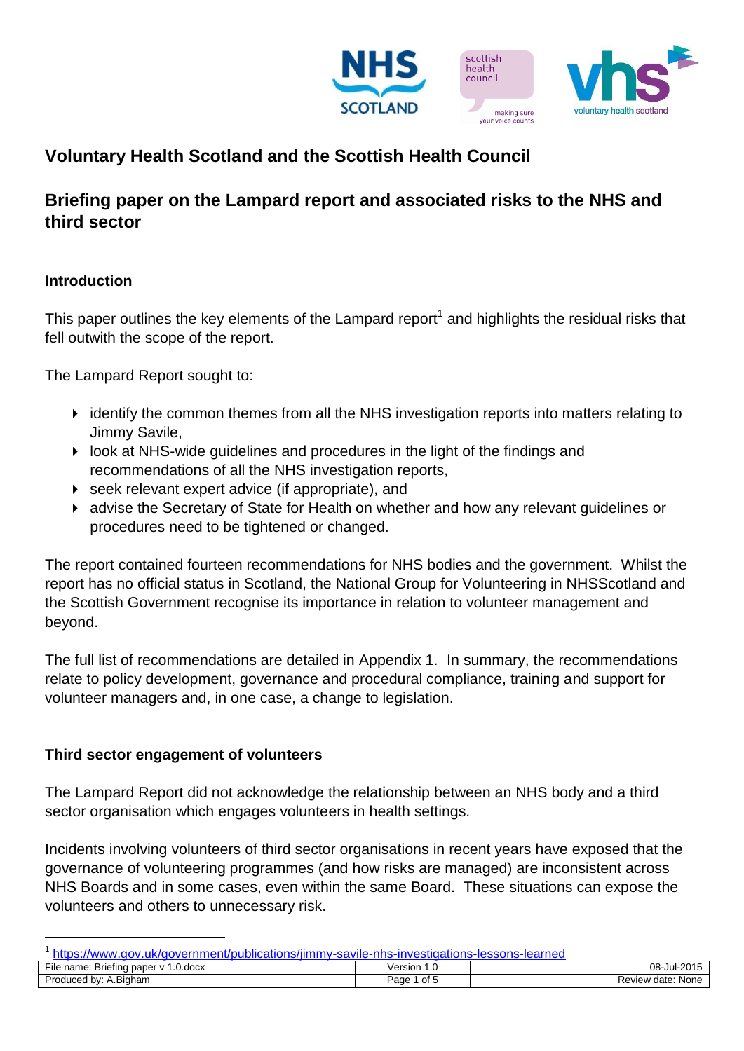# Voluntary Health Scotland and the Scottish Health Council

## Briefing paper on the Lampard report and associated risks to the NHS and third sector

### Introduction

This paper outlines the key elements of the Lampard report[1] and highlights the residual risks that fell outwith the scope of the report.

The Lampard Report sought to:

- identify the common themes from all the NHS investigation reports into matters relating to Jimmy Savile,
- look at NHS-wide guidelines and procedures in the light of the findings and recommendations of all the NHS investigation reports,
- seek relevant expert advice (if appropriate), and
- advise the Secretary of State for Health on whether and how any relevant guidelines or procedures need to be tightened or changed.

The report contained fourteen recommendations for NHS bodies and the government. Whilst the report has no official status in Scotland, the National Group for Volunteering in NHSScotland and the Scottish Government recognise its importance in relation to volunteer management and beyond.

The full list of recommendations are detailed in Appendix 1. In summary, the recommendations relate to policy development, governance and procedural compliance, training and support for volunteer managers and, in one case, a change to legislation.

### Third sector engagement of volunteers

The Lampard Report did not acknowledge the relationship between an NHS body and a third sector organisation which engages volunteers in health settings.

Incidents involving volunteers of third sector organisations in recent years have exposed that the governance of volunteering programmes (and how risks are managed) are inconsistent across NHS Boards and in some cases, even within the same Board. These situations can expose the volunteers and others to unnecessary risk.

[1] https://www.gov.uk/government/publications/jimmy-savile-nhs-investigations-lessons-learned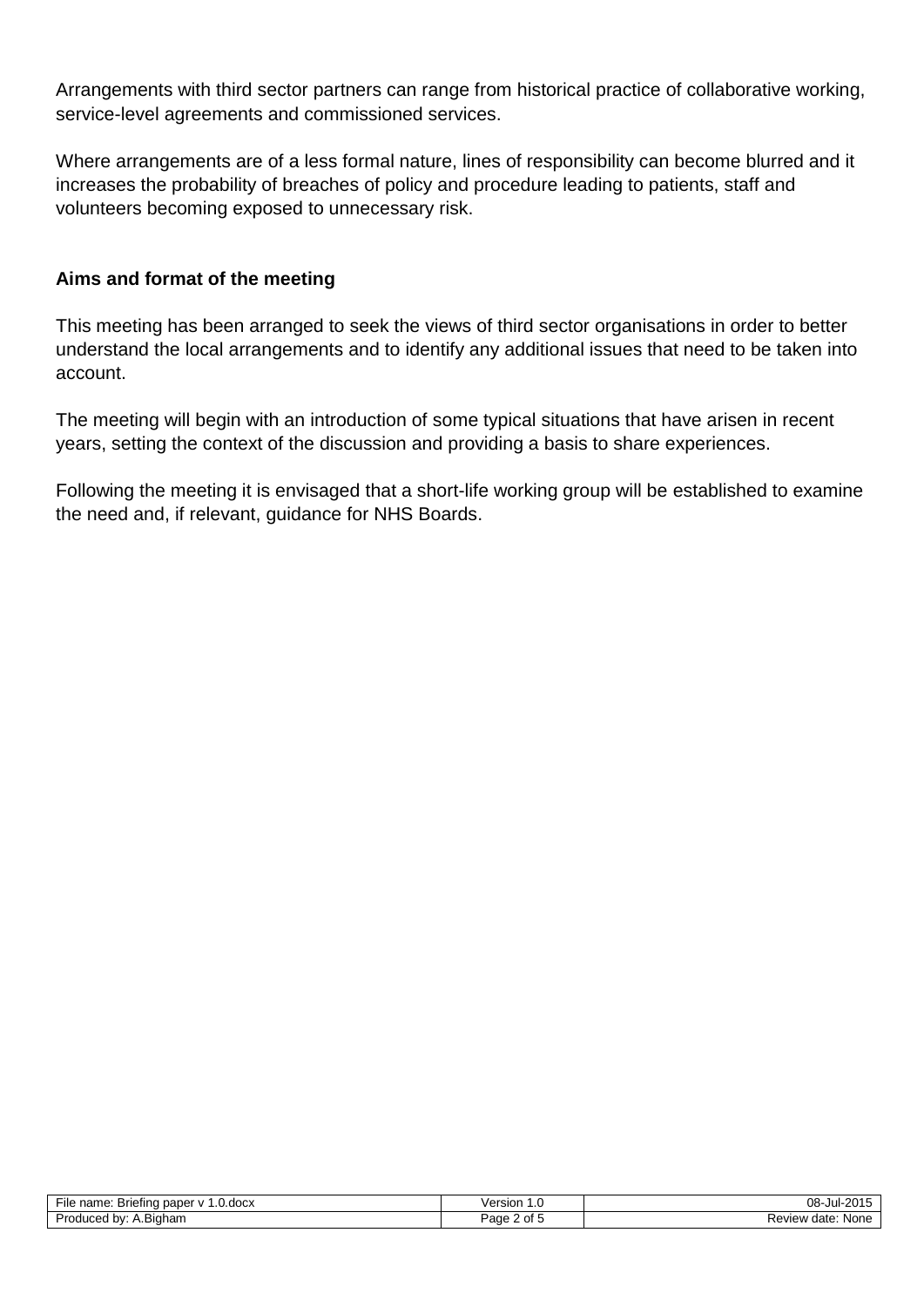Arrangements with third sector partners can range from historical practice of collaborative working, service-level agreements and commissioned services.

Where arrangements are of a less formal nature, lines of responsibility can become blurred and it increases the probability of breaches of policy and procedure leading to patients, staff and volunteers becoming exposed to unnecessary risk.

**Aims and format of the meeting**

This meeting has been arranged to seek the views of third sector organisations in order to better understand the local arrangements and to identify any additional issues that need to be taken into account.

The meeting will begin with an introduction of some typical situations that have arisen in recent years, setting the context of the discussion and providing a basis to share experiences.

Following the meeting it is envisaged that a short-life working group will be established to examine the need and, if relevant, guidance for NHS Boards.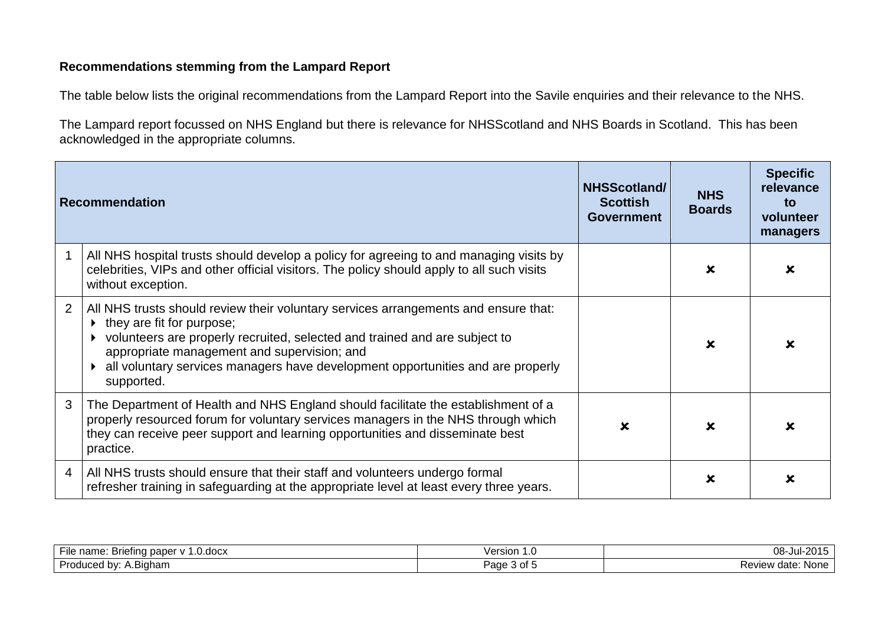**Recommendations stemming from the Lampard Report**

The table below lists the original recommendations from the Lampard Report into the Savile enquiries and their relevance to the NHS.

The Lampard report focussed on NHS England but there is relevance for NHSScotland and NHS Boards in Scotland. This has been acknowledged in the appropriate columns.

| | Recommendation | NHSScotland/ Scottish Government | NHS Boards | Specific relevance to volunteer managers |
|---|---|---|---|---|
| 1 | All NHS hospital trusts should develop a policy for agreeing to and managing visits by celebrities, VIPs and other official visitors. The policy should apply to all such visits without exception. | | ✘ | ✘ |
| 2 | All NHS trusts should review their voluntary services arrangements and ensure that:<br>▸ they are fit for purpose;<br>▸ volunteers are properly recruited, selected and trained and are subject to appropriate management and supervision; and<br>▸ all voluntary services managers have development opportunities and are properly supported. | | ✘ | ✘ |
| 3 | The Department of Health and NHS England should facilitate the establishment of a properly resourced forum for voluntary services managers in the NHS through which they can receive peer support and learning opportunities and disseminate best practice. | ✘ | ✘ | ✘ |
| 4 | All NHS trusts should ensure that their staff and volunteers undergo formal refresher training in safeguarding at the appropriate level at least every three years. | | ✘ | ✘ |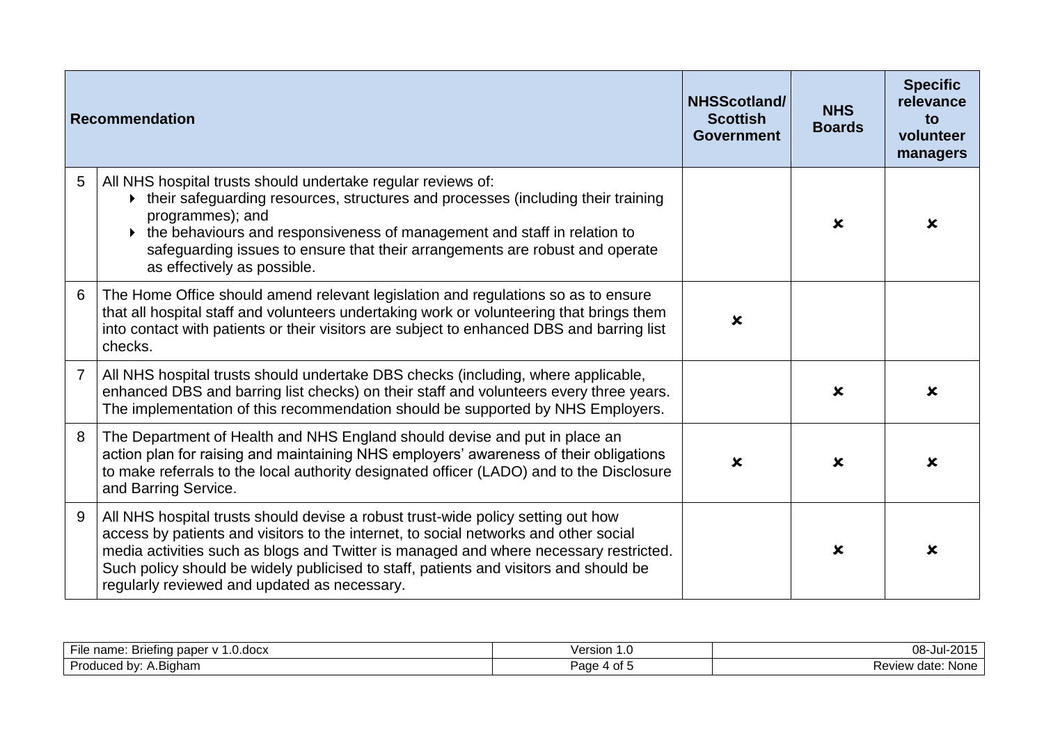| | Recommendation | NHSScotland/ Scottish Government | NHS Boards | Specific relevance to volunteer managers |
|---|---|---|---|---|
| 5 | All NHS hospital trusts should undertake regular reviews of:<br>▸ their safeguarding resources, structures and processes (including their training programmes); and<br>▸ the behaviours and responsiveness of management and staff in relation to safeguarding issues to ensure that their arrangements are robust and operate as effectively as possible. | | ✘ | ✘ |
| 6 | The Home Office should amend relevant legislation and regulations so as to ensure that all hospital staff and volunteers undertaking work or volunteering that brings them into contact with patients or their visitors are subject to enhanced DBS and barring list checks. | ✘ | | |
| 7 | All NHS hospital trusts should undertake DBS checks (including, where applicable, enhanced DBS and barring list checks) on their staff and volunteers every three years. The implementation of this recommendation should be supported by NHS Employers. | | ✘ | ✘ |
| 8 | The Department of Health and NHS England should devise and put in place an action plan for raising and maintaining NHS employers' awareness of their obligations to make referrals to the local authority designated officer (LADO) and to the Disclosure and Barring Service. | ✘ | ✘ | ✘ |
| 9 | All NHS hospital trusts should devise a robust trust-wide policy setting out how access by patients and visitors to the internet, to social networks and other social media activities such as blogs and Twitter is managed and where necessary restricted. Such policy should be widely publicised to staff, patients and visitors and should be regularly reviewed and updated as necessary. | | ✘ | ✘ |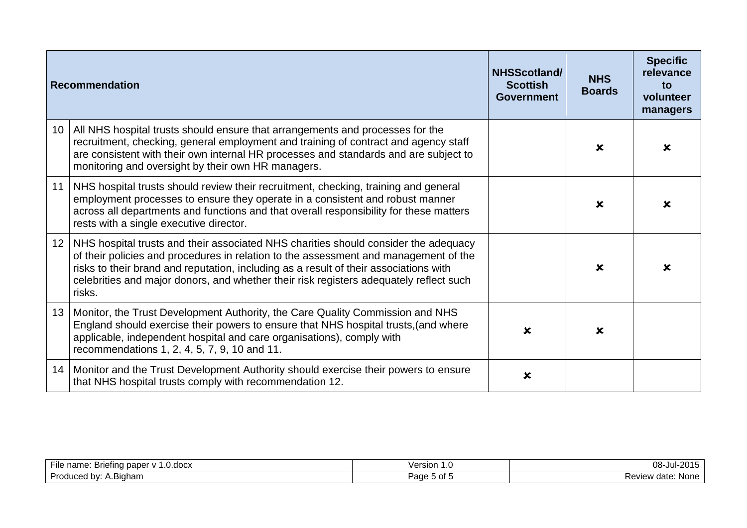| | Recommendation | NHSScotland/ Scottish Government | NHS Boards | Specific relevance to volunteer managers |
|---|---|---|---|---|
| 10 | All NHS hospital trusts should ensure that arrangements and processes for the recruitment, checking, general employment and training of contract and agency staff are consistent with their own internal HR processes and standards and are subject to monitoring and oversight by their own HR managers. | | ✘ | ✘ |
| 11 | NHS hospital trusts should review their recruitment, checking, training and general employment processes to ensure they operate in a consistent and robust manner across all departments and functions and that overall responsibility for these matters rests with a single executive director. | | ✘ | ✘ |
| 12 | NHS hospital trusts and their associated NHS charities should consider the adequacy of their policies and procedures in relation to the assessment and management of the risks to their brand and reputation, including as a result of their associations with celebrities and major donors, and whether their risk registers adequately reflect such risks. | | ✘ | ✘ |
| 13 | Monitor, the Trust Development Authority, the Care Quality Commission and NHS England should exercise their powers to ensure that NHS hospital trusts,(and where applicable, independent hospital and care organisations), comply with recommendations 1, 2, 4, 5, 7, 9, 10 and 11. | ✘ | ✘ | |
| 14 | Monitor and the Trust Development Authority should exercise their powers to ensure that NHS hospital trusts comply with recommendation 12. | ✘ | | |